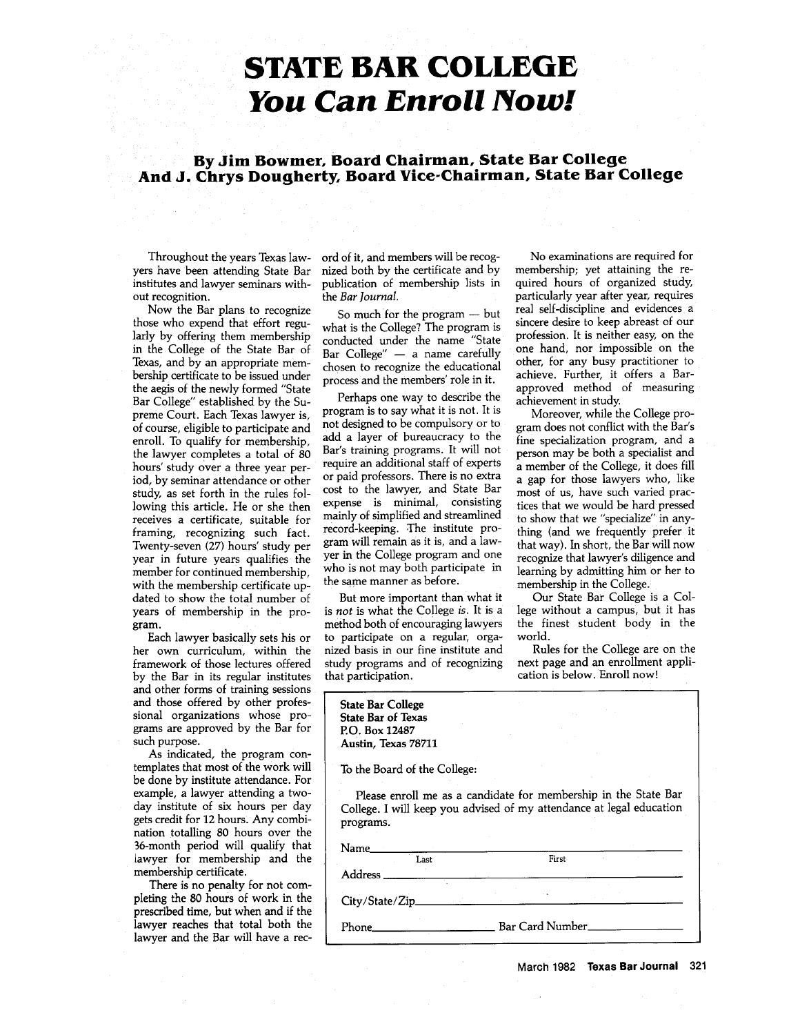# STATE BAR COLLEGE
## *You Can Enroll Now!*

### By Jim Bowmer, Board Chairman, State Bar College And J. Chrys Dougherty, Board Vice-Chairman, State Bar College

Throughout the years Texas lawyers have been attending State Bar institutes and lawyer seminars without recognition.

Now the Bar plans to recognize those who expend that effort regularly by offering them membership in the College of the State Bar of Texas, and by an appropriate membership certificate to be issued under the aegis of the newly formed "State Bar College" established by the Supreme Court. Each Texas lawyer is, of course, eligible to participate and enroll. To qualify for membership, the lawyer completes a total of 80 hours' study over a three year period, by seminar attendance or other study, as set forth in the rules following this article. He or she then receives a certificate, suitable for framing, recognizing such fact. Twenty-seven (27) hours' study per year in future years qualifies the member for continued membership, with the membership certificate updated to show the total number of years of membership in the program.

Each lawyer basically sets his or her own curriculum, within the framework of those lectures offered by the Bar in its regular institutes and other forms of training sessions and those offered by other professional organizations whose programs are approved by the Bar for such purpose.

As indicated, the program contemplates that most of the work will be done by institute attendance. For example, a lawyer attending a two-day institute of six hours per day gets credit for 12 hours. Any combination totalling 80 hours over the 36-month period will qualify that lawyer for membership and the membership certificate.

There is no penalty for not completing the 80 hours of work in the prescribed time, but when and if the lawyer reaches that total both the lawyer and the Bar will have a record of it, and members will be recognized both by the certificate and by publication of membership lists in the *Bar Journal*.

So much for the program — but what is the College? The program is conducted under the name "State Bar College" — a name carefully chosen to recognize the educational process and the members' role in it.

Perhaps one way to describe the program is to say what it is not. It is not designed to be compulsory or to add a layer of bureaucracy to the Bar's training programs. It will not require an additional staff of experts or paid professors. There is no extra cost to the lawyer, and State Bar expense is minimal, consisting mainly of simplified and streamlined record-keeping. The institute program will remain as it is, and a lawyer in the College program and one who is not may both participate in the same manner as before.

But more important than what it is *not* is what the College *is*. It is a method both of encouraging lawyers to participate on a regular, organized basis in our fine institute and study programs and of recognizing that participation.

No examinations are required for membership; yet attaining the required hours of organized study, particularly year after year, requires real self-discipline and evidences a sincere desire to keep abreast of our profession. It is neither easy, on the one hand, nor impossible on the other, for any busy practitioner to achieve. Further, it offers a Bar-approved method of measuring achievement in study.

Moreover, while the College program does not conflict with the Bar's fine specialization program, and a person may be both a specialist and a member of the College, it does fill a gap for those lawyers who, like most of us, have such varied practices that we would be hard pressed to show that we "specialize" in anything (and we frequently prefer it that way). In short, the Bar will now recognize that lawyer's diligence and learning by admitting him or her to membership in the College.

Our State Bar College is a College without a campus, but it has the finest student body in the world.

Rules for the College are on the next page and an enrollment application is below. Enroll now!

---

**State Bar College**
**State Bar of Texas**
**P.O. Box 12487**
**Austin, Texas 78711**

To the Board of the College:

Please enroll me as a candidate for membership in the State Bar College. I will keep you advised of my attendance at legal education programs.

Name ______________________________ (Last) ______________________________ (First)

Address ______________________________

City/State/Zip ______________________________

Phone ______________________ Bar Card Number ______________________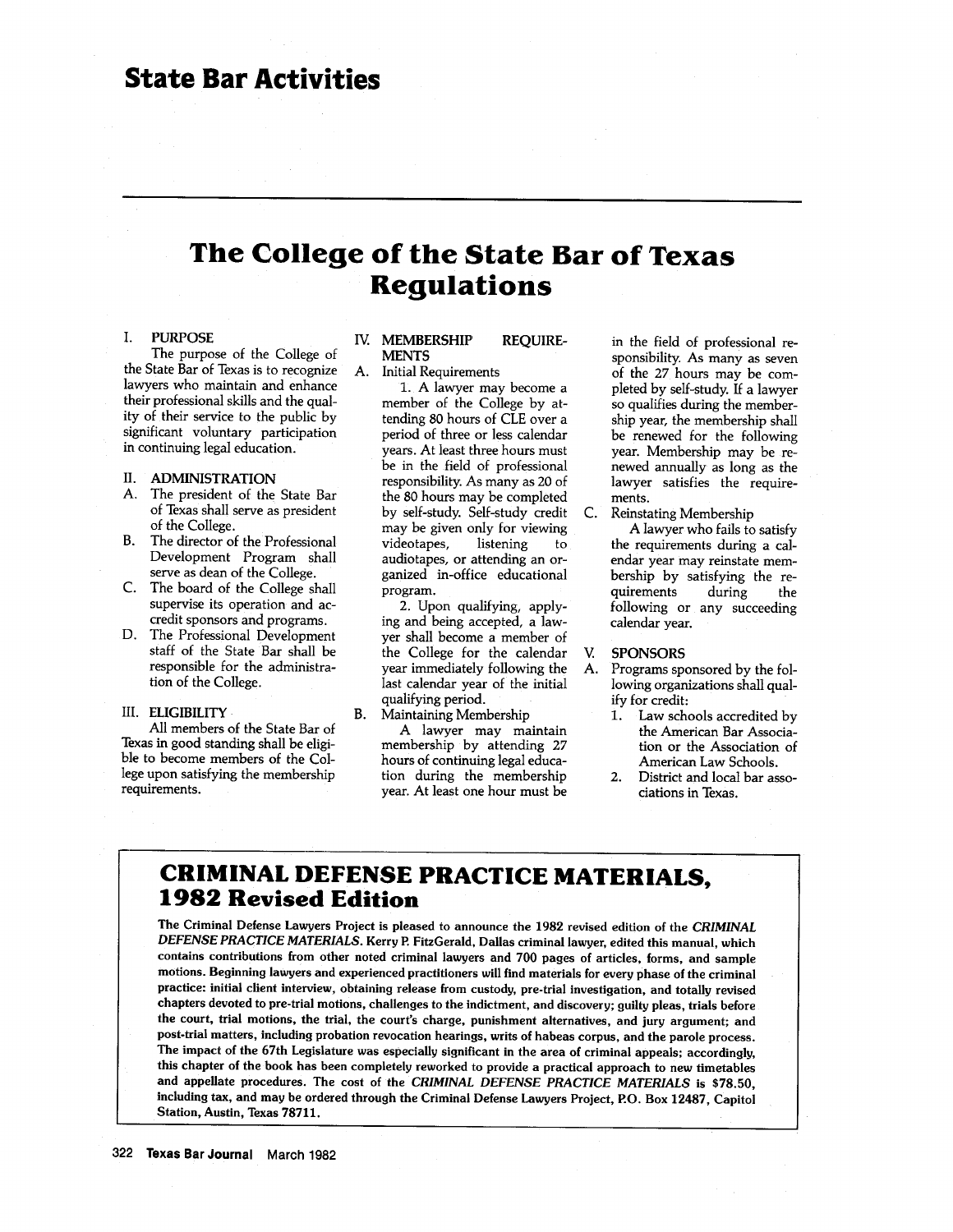# State Bar Activities

## The College of the State Bar of Texas Regulations

I. PURPOSE

The purpose of the College of the State Bar of Texas is to recognize lawyers who maintain and enhance their professional skills and the quality of their service to the public by significant voluntary participation in continuing legal education.

II. ADMINISTRATION

A. The president of the State Bar of Texas shall serve as president of the College.

B. The director of the Professional Development Program shall serve as dean of the College.

C. The board of the College shall supervise its operation and accredit sponsors and programs.

D. The Professional Development staff of the State Bar shall be responsible for the administration of the College.

III. ELIGIBILITY

All members of the State Bar of Texas in good standing shall be eligible to become members of the College upon satisfying the membership requirements.

IV. MEMBERSHIP REQUIREMENTS

A. Initial Requirements

1. A lawyer may become a member of the College by attending 80 hours of CLE over a period of three or less calendar years. At least three hours must be in the field of professional responsibility. As many as 20 of the 80 hours may be completed by self-study. Self-study credit may be given only for viewing videotapes, listening to audiotapes, or attending an organized in-office educational program.

2. Upon qualifying, applying and being accepted, a lawyer shall become a member of the College for the calendar year immediately following the last calendar year of the initial qualifying period.

B. Maintaining Membership

A lawyer may maintain membership by attending 27 hours of continuing legal education during the membership year. At least one hour must be in the field of professional responsibility. As many as seven of the 27 hours may be completed by self-study. If a lawyer so qualifies during the membership year, the membership shall be renewed for the following year. Membership may be renewed annually as long as the lawyer satisfies the requirements.

C. Reinstating Membership

A lawyer who fails to satisfy the requirements during a calendar year may reinstate membership by satisfying the requirements during the following or any succeeding calendar year.

V. SPONSORS

A. Programs sponsored by the following organizations shall qualify for credit:

1. Law schools accredited by the American Bar Association or the Association of American Law Schools.
2. District and local bar associations in Texas.

## CRIMINAL DEFENSE PRACTICE MATERIALS, 1982 Revised Edition

**The Criminal Defense Lawyers Project is pleased to announce the 1982 revised edition of the *CRIMINAL DEFENSE PRACTICE MATERIALS*. Kerry P. FitzGerald, Dallas criminal lawyer, edited this manual, which contains contributions from other noted criminal lawyers and 700 pages of articles, forms, and sample motions. Beginning lawyers and experienced practitioners will find materials for every phase of the criminal practice: initial client interview, obtaining release from custody, pre-trial investigation, and totally revised chapters devoted to pre-trial motions, challenges to the indictment, and discovery; guilty pleas, trials before the court, trial motions, the trial, the court's charge, punishment alternatives, and jury argument; and post-trial matters, including probation revocation hearings, writs of habeas corpus, and the parole process. The impact of the 67th Legislature was especially significant in the area of criminal appeals; accordingly, this chapter of the book has been completely reworked to provide a practical approach to new timetables and appellate procedures. The cost of the *CRIMINAL DEFENSE PRACTICE MATERIALS* is $78.50, including tax, and may be ordered through the Criminal Defense Lawyers Project, P.O. Box 12487, Capitol Station, Austin, Texas 78711.**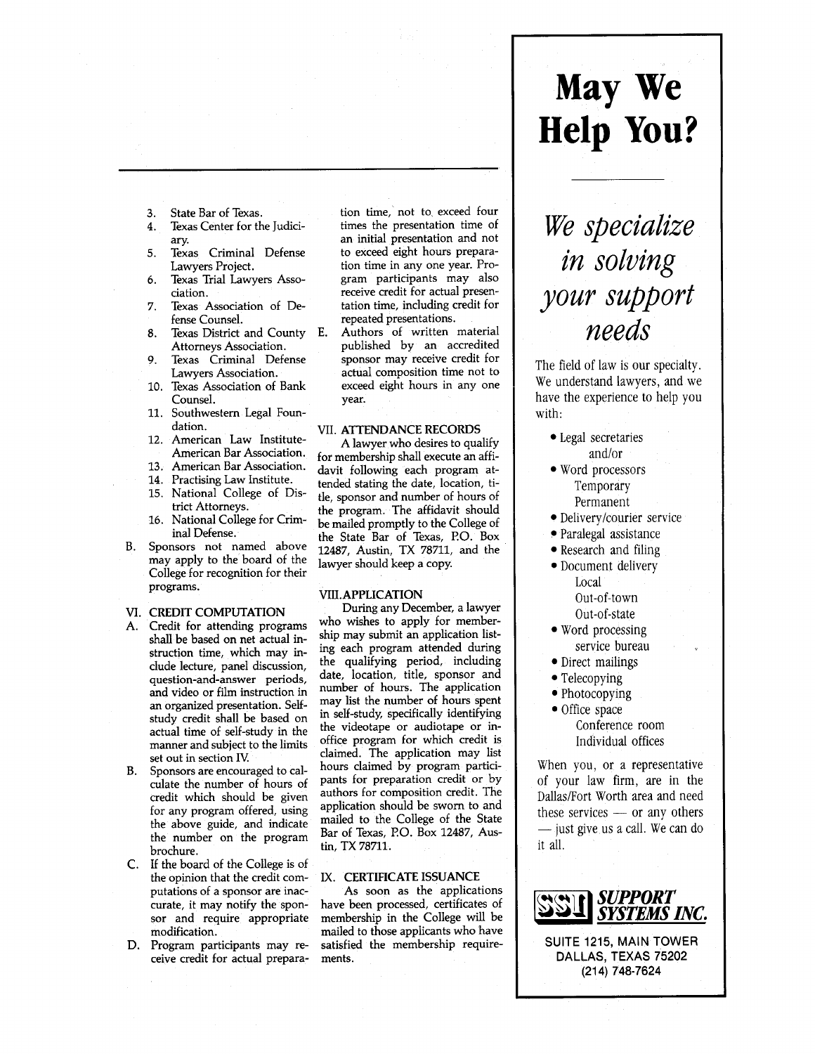3. State Bar of Texas.
4. Texas Center for the Judiciary.
5. Texas Criminal Defense Lawyers Project.
6. Texas Trial Lawyers Association.
7. Texas Association of Defense Counsel.
8. Texas District and County Attorneys Association.
9. Texas Criminal Defense Lawyers Association.
10. Texas Association of Bank Counsel.
11. Southwestern Legal Foundation.
12. American Law Institute-American Bar Association.
13. American Bar Association.
14. Practising Law Institute.
15. National College of District Attorneys.
16. National College for Criminal Defense.

B. Sponsors not named above may apply to the board of the College for recognition for their programs.

## VI. CREDIT COMPUTATION

A. Credit for attending programs shall be based on net actual instruction time, which may include lecture, panel discussion, question-and-answer periods, and video or film instruction in an organized presentation. Self-study credit shall be based on actual time of self-study in the manner and subject to the limits set out in section IV.

B. Sponsors are encouraged to calculate the number of hours of credit which should be given for any program offered, using the above guide, and indicate the number on the program brochure.

C. If the board of the College is of the opinion that the credit computations of a sponsor are inaccurate, it may notify the sponsor and require appropriate modification.

D. Program participants may receive credit for actual preparation time, not to exceed four times the presentation time of an initial presentation and not to exceed eight hours preparation time in any one year. Program participants may also receive credit for actual presentation time, including credit for repeated presentations.

E. Authors of written material published by an accredited sponsor may receive credit for actual composition time not to exceed eight hours in any one year.

## VII. ATTENDANCE RECORDS

A lawyer who desires to qualify for membership shall execute an affidavit following each program attended stating the date, location, title, sponsor and number of hours of the program. The affidavit should be mailed promptly to the College of the State Bar of Texas, P.O. Box 12487, Austin, TX 78711, and the lawyer should keep a copy.

## VIII. APPLICATION

During any December, a lawyer who wishes to apply for membership may submit an application listing each program attended during the qualifying period, including date, location, title, sponsor and number of hours. The application may list the number of hours spent in self-study, specifically identifying the videotape or audiotape or in-office program for which credit is claimed. The application may list hours claimed by program participants for preparation credit or by authors for composition credit. The application should be sworn to and mailed to the College of the State Bar of Texas, P.O. Box 12487, Austin, TX 78711.

## IX. CERTIFICATE ISSUANCE

As soon as the applications have been processed, certificates of membership in the College will be mailed to those applicants who have satisfied the membership requirements.

# May We Help You?

*We specialize in solving your support needs*

The field of law is our specialty. We understand lawyers, and we have the experience to help you with:

- Legal secretaries and/or
- Word processors
  - Temporary
  - Permanent
- Delivery/courier service
- Paralegal assistance
- Research and filing
- Document delivery
  - Local
  - Out-of-town
  - Out-of-state
- Word processing service bureau
- Direct mailings
- Telecopying
- Photocopying
- Office space
  - Conference room
  - Individual offices

When you, or a representative of your law firm, are in the Dallas/Fort Worth area and need these services — or any others — just give us a call. We can do it all.

**SSI SUPPORT SYSTEMS INC.**

SUITE 1215, MAIN TOWER
DALLAS, TEXAS 75202
(214) 748-7624